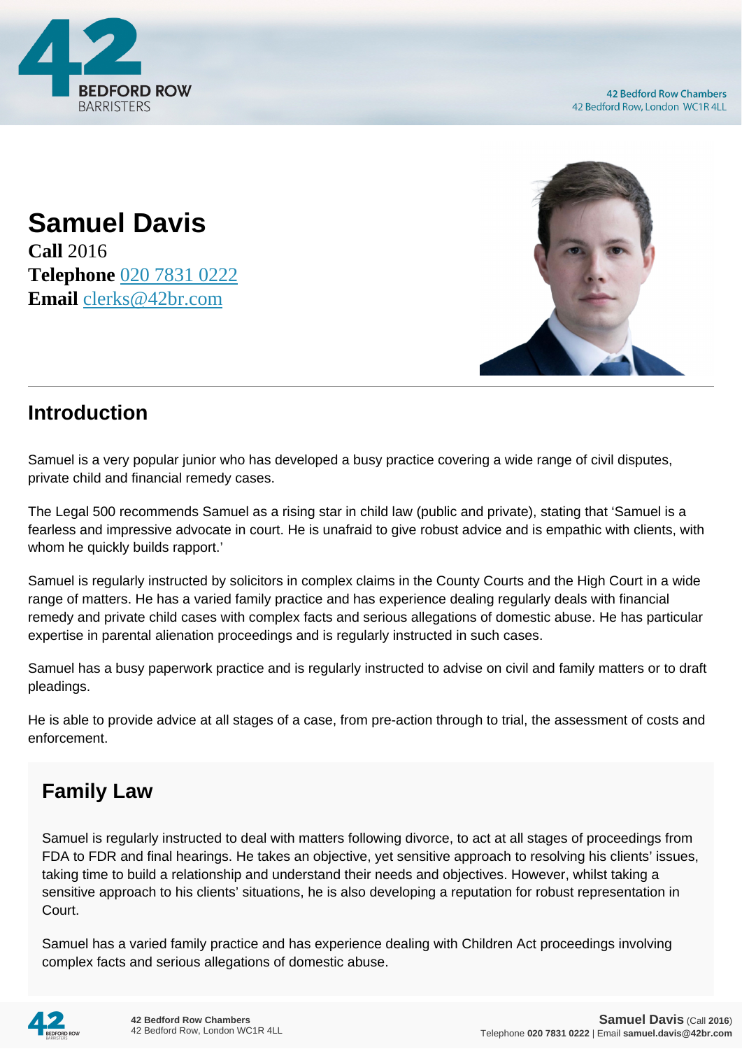# Samuel Davis

**Call** 2016
**Telephone** 020 7831 0222
**Email** clerks@42br.com

## Introduction

Samuel is a very popular junior who has developed a busy practice covering a wide range of civil disputes, private child and financial remedy cases.

The Legal 500 recommends Samuel as a rising star in child law (public and private), stating that 'Samuel is a fearless and impressive advocate in court. He is unafraid to give robust advice and is empathic with clients, with whom he quickly builds rapport.'

Samuel is regularly instructed by solicitors in complex claims in the County Courts and the High Court in a wide range of matters. He has a varied family practice and has experience dealing regularly deals with financial remedy and private child cases with complex facts and serious allegations of domestic abuse. He has particular expertise in parental alienation proceedings and is regularly instructed in such cases.

Samuel has a busy paperwork practice and is regularly instructed to advise on civil and family matters or to draft pleadings.

He is able to provide advice at all stages of a case, from pre-action through to trial, the assessment of costs and enforcement.

## Family Law

Samuel is regularly instructed to deal with matters following divorce, to act at all stages of proceedings from FDA to FDR and final hearings. He takes an objective, yet sensitive approach to resolving his clients' issues, taking time to build a relationship and understand their needs and objectives. However, whilst taking a sensitive approach to his clients' situations, he is also developing a reputation for robust representation in Court.

Samuel has a varied family practice and has experience dealing with Children Act proceedings involving complex facts and serious allegations of domestic abuse.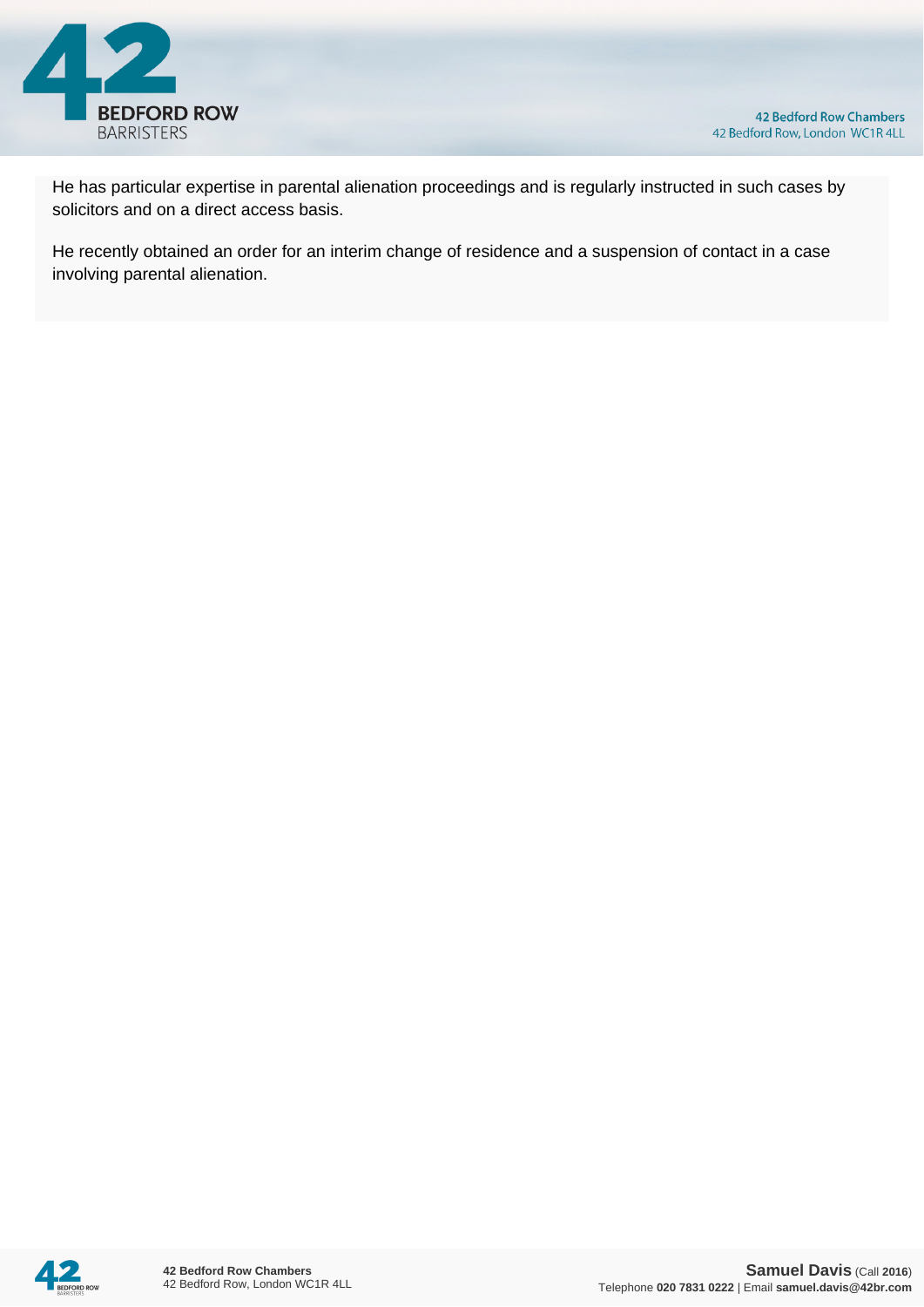He has particular expertise in parental alienation proceedings and is regularly instructed in such cases by solicitors and on a direct access basis.

He recently obtained an order for an interim change of residence and a suspension of contact in a case involving parental alienation.